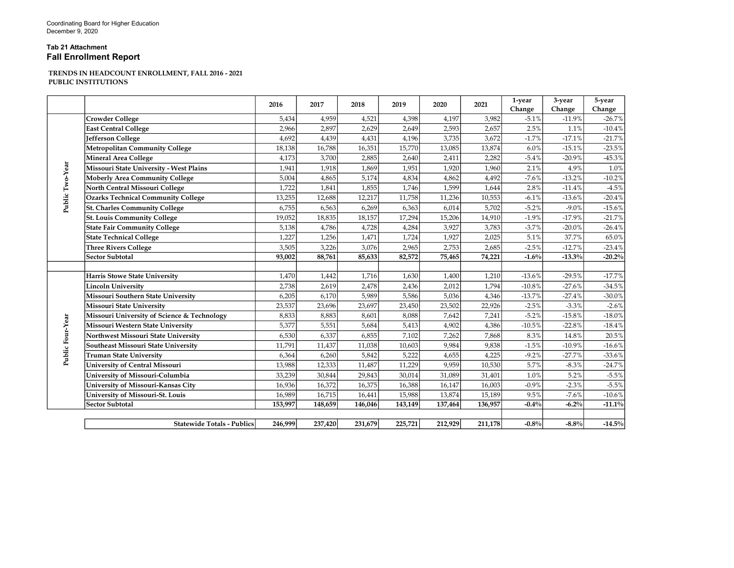Coordinating Board for Higher Education
December 9, 2020

**Tab 21 Attachment**

## Fall Enrollment Report

**TRENDS IN HEADCOUNT ENROLLMENT, FALL 2016 - 2021**
**PUBLIC INSTITUTIONS**

| | | 2016 | 2017 | 2018 | 2019 | 2020 | 2021 | 1-year Change | 3-year Change | 5-year Change |
|---|---|---|---|---|---|---|---|---|---|---|
| Public Two-Year | **Crowder College** | 5,434 | 4,959 | 4,521 | 4,398 | 4,197 | 3,982 | -5.1% | -11.9% | -26.7% |
| | **East Central College** | 2,966 | 2,897 | 2,629 | 2,649 | 2,593 | 2,657 | 2.5% | 1.1% | -10.4% |
| | **Jefferson College** | 4,692 | 4,439 | 4,431 | 4,196 | 3,735 | 3,672 | -1.7% | -17.1% | -21.7% |
| | **Metropolitan Community College** | 18,138 | 16,788 | 16,351 | 15,770 | 13,085 | 13,874 | 6.0% | -15.1% | -23.5% |
| | **Mineral Area College** | 4,173 | 3,700 | 2,885 | 2,640 | 2,411 | 2,282 | -5.4% | -20.9% | -45.3% |
| | **Missouri State University - West Plains** | 1,941 | 1,918 | 1,869 | 1,951 | 1,920 | 1,960 | 2.1% | 4.9% | 1.0% |
| | **Moberly Area Community College** | 5,004 | 4,865 | 5,174 | 4,834 | 4,862 | 4,492 | -7.6% | -13.2% | -10.2% |
| | **North Central Missouri College** | 1,722 | 1,841 | 1,855 | 1,746 | 1,599 | 1,644 | 2.8% | -11.4% | -4.5% |
| | **Ozarks Technical Community College** | 13,255 | 12,688 | 12,217 | 11,758 | 11,236 | 10,553 | -6.1% | -13.6% | -20.4% |
| | **St. Charles Community College** | 6,755 | 6,563 | 6,269 | 6,363 | 6,014 | 5,702 | -5.2% | -9.0% | -15.6% |
| | **St. Louis Community College** | 19,052 | 18,835 | 18,157 | 17,294 | 15,206 | 14,910 | -1.9% | -17.9% | -21.7% |
| | **State Fair Community College** | 5,138 | 4,786 | 4,728 | 4,284 | 3,927 | 3,783 | -3.7% | -20.0% | -26.4% |
| | **State Technical College** | 1,227 | 1,256 | 1,471 | 1,724 | 1,927 | 2,025 | 5.1% | 37.7% | 65.0% |
| | **Three Rivers College** | 3,505 | 3,226 | 3,076 | 2,965 | 2,753 | 2,685 | -2.5% | -12.7% | -23.4% |
| | **Sector Subtotal** | **93,002** | **88,761** | **85,633** | **82,572** | **75,465** | **74,221** | **-1.6%** | **-13.3%** | **-20.2%** |
| | | | | | | | | | | |
| Public Four-Year | **Harris Stowe State University** | 1,470 | 1,442 | 1,716 | 1,630 | 1,400 | 1,210 | -13.6% | -29.5% | -17.7% |
| | **Lincoln University** | 2,738 | 2,619 | 2,478 | 2,436 | 2,012 | 1,794 | -10.8% | -27.6% | -34.5% |
| | **Missouri Southern State University** | 6,205 | 6,170 | 5,989 | 5,586 | 5,036 | 4,346 | -13.7% | -27.4% | -30.0% |
| | **Missouri State University** | 23,537 | 23,696 | 23,697 | 23,450 | 23,502 | 22,926 | -2.5% | -3.3% | -2.6% |
| | **Missouri University of Science & Technology** | 8,833 | 8,883 | 8,601 | 8,088 | 7,642 | 7,241 | -5.2% | -15.8% | -18.0% |
| | **Missouri Western State University** | 5,377 | 5,551 | 5,684 | 5,413 | 4,902 | 4,386 | -10.5% | -22.8% | -18.4% |
| | **Northwest Missouri State University** | 6,530 | 6,337 | 6,855 | 7,102 | 7,262 | 7,868 | 8.3% | 14.8% | 20.5% |
| | **Southeast Missouri State University** | 11,791 | 11,437 | 11,038 | 10,603 | 9,984 | 9,838 | -1.5% | -10.9% | -16.6% |
| | **Truman State University** | 6,364 | 6,260 | 5,842 | 5,222 | 4,655 | 4,225 | -9.2% | -27.7% | -33.6% |
| | **University of Central Missouri** | 13,988 | 12,333 | 11,487 | 11,229 | 9,959 | 10,530 | 5.7% | -8.3% | -24.7% |
| | **University of Missouri-Columbia** | 33,239 | 30,844 | 29,843 | 30,014 | 31,089 | 31,401 | 1.0% | 5.2% | -5.5% |
| | **University of Missouri-Kansas City** | 16,936 | 16,372 | 16,375 | 16,388 | 16,147 | 16,003 | -0.9% | -2.3% | -5.5% |
| | **University of Missouri-St. Louis** | 16,989 | 16,715 | 16,441 | 15,988 | 13,874 | 15,189 | 9.5% | -7.6% | -10.6% |
| | **Sector Subtotal** | **153,997** | **148,659** | **146,046** | **143,149** | **137,464** | **136,957** | **-0.4%** | **-6.2%** | **-11.1%** |
| | | | | | | | | | | |
| | **Statewide Totals - Publics** | **246,999** | **237,420** | **231,679** | **225,721** | **212,929** | **211,178** | **-0.8%** | **-8.8%** | **-14.5%** |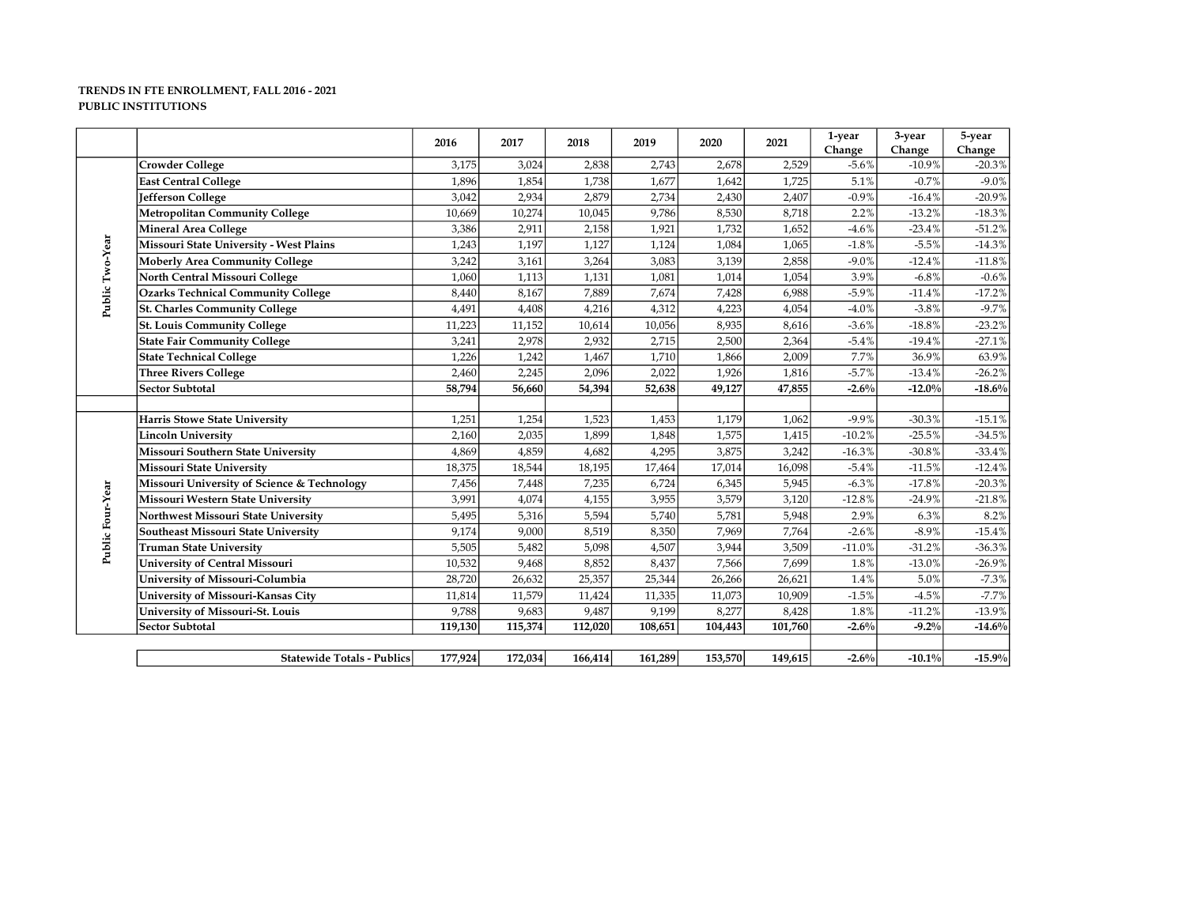**TRENDS IN FTE ENROLLMENT, FALL 2016 - 2021**
**PUBLIC INSTITUTIONS**

| | | 2016 | 2017 | 2018 | 2019 | 2020 | 2021 | 1-year Change | 3-year Change | 5-year Change |
|---|---|---|---|---|---|---|---|---|---|---|
| Public Two-Year | Crowder College | 3,175 | 3,024 | 2,838 | 2,743 | 2,678 | 2,529 | -5.6% | -10.9% | -20.3% |
| | East Central College | 1,896 | 1,854 | 1,738 | 1,677 | 1,642 | 1,725 | 5.1% | -0.7% | -9.0% |
| | Jefferson College | 3,042 | 2,934 | 2,879 | 2,734 | 2,430 | 2,407 | -0.9% | -16.4% | -20.9% |
| | Metropolitan Community College | 10,669 | 10,274 | 10,045 | 9,786 | 8,530 | 8,718 | 2.2% | -13.2% | -18.3% |
| | Mineral Area College | 3,386 | 2,911 | 2,158 | 1,921 | 1,732 | 1,652 | -4.6% | -23.4% | -51.2% |
| | Missouri State University - West Plains | 1,243 | 1,197 | 1,127 | 1,124 | 1,084 | 1,065 | -1.8% | -5.5% | -14.3% |
| | Moberly Area Community College | 3,242 | 3,161 | 3,264 | 3,083 | 3,139 | 2,858 | -9.0% | -12.4% | -11.8% |
| | North Central Missouri College | 1,060 | 1,113 | 1,131 | 1,081 | 1,014 | 1,054 | 3.9% | -6.8% | -0.6% |
| | Ozarks Technical Community College | 8,440 | 8,167 | 7,889 | 7,674 | 7,428 | 6,988 | -5.9% | -11.4% | -17.2% |
| | St. Charles Community College | 4,491 | 4,408 | 4,216 | 4,312 | 4,223 | 4,054 | -4.0% | -3.8% | -9.7% |
| | St. Louis Community College | 11,223 | 11,152 | 10,614 | 10,056 | 8,935 | 8,616 | -3.6% | -18.8% | -23.2% |
| | State Fair Community College | 3,241 | 2,978 | 2,932 | 2,715 | 2,500 | 2,364 | -5.4% | -19.4% | -27.1% |
| | State Technical College | 1,226 | 1,242 | 1,467 | 1,710 | 1,866 | 2,009 | 7.7% | 36.9% | 63.9% |
| | Three Rivers College | 2,460 | 2,245 | 2,096 | 2,022 | 1,926 | 1,816 | -5.7% | -13.4% | -26.2% |
| | **Sector Subtotal** | **58,794** | **56,660** | **54,394** | **52,638** | **49,127** | **47,855** | **-2.6%** | **-12.0%** | **-18.6%** |
| | | | | | | | | | | |
| Public Four-Year | Harris Stowe State University | 1,251 | 1,254 | 1,523 | 1,453 | 1,179 | 1,062 | -9.9% | -30.3% | -15.1% |
| | Lincoln University | 2,160 | 2,035 | 1,899 | 1,848 | 1,575 | 1,415 | -10.2% | -25.5% | -34.5% |
| | Missouri Southern State University | 4,869 | 4,859 | 4,682 | 4,295 | 3,875 | 3,242 | -16.3% | -30.8% | -33.4% |
| | Missouri State University | 18,375 | 18,544 | 18,195 | 17,464 | 17,014 | 16,098 | -5.4% | -11.5% | -12.4% |
| | Missouri University of Science & Technology | 7,456 | 7,448 | 7,235 | 6,724 | 6,345 | 5,945 | -6.3% | -17.8% | -20.3% |
| | Missouri Western State University | 3,991 | 4,074 | 4,155 | 3,955 | 3,579 | 3,120 | -12.8% | -24.9% | -21.8% |
| | Northwest Missouri State University | 5,495 | 5,316 | 5,594 | 5,740 | 5,781 | 5,948 | 2.9% | 6.3% | 8.2% |
| | Southeast Missouri State University | 9,174 | 9,000 | 8,519 | 8,350 | 7,969 | 7,764 | -2.6% | -8.9% | -15.4% |
| | Truman State University | 5,505 | 5,482 | 5,098 | 4,507 | 3,944 | 3,509 | -11.0% | -31.2% | -36.3% |
| | University of Central Missouri | 10,532 | 9,468 | 8,852 | 8,437 | 7,566 | 7,699 | 1.8% | -13.0% | -26.9% |
| | University of Missouri-Columbia | 28,720 | 26,632 | 25,357 | 25,344 | 26,266 | 26,621 | 1.4% | 5.0% | -7.3% |
| | University of Missouri-Kansas City | 11,814 | 11,579 | 11,424 | 11,335 | 11,073 | 10,909 | -1.5% | -4.5% | -7.7% |
| | University of Missouri-St. Louis | 9,788 | 9,683 | 9,487 | 9,199 | 8,277 | 8,428 | 1.8% | -11.2% | -13.9% |
| | **Sector Subtotal** | **119,130** | **115,374** | **112,020** | **108,651** | **104,443** | **101,760** | **-2.6%** | **-9.2%** | **-14.6%** |
| | | | | | | | | | | |
| | **Statewide Totals - Publics** | **177,924** | **172,034** | **166,414** | **161,289** | **153,570** | **149,615** | **-2.6%** | **-10.1%** | **-15.9%** |